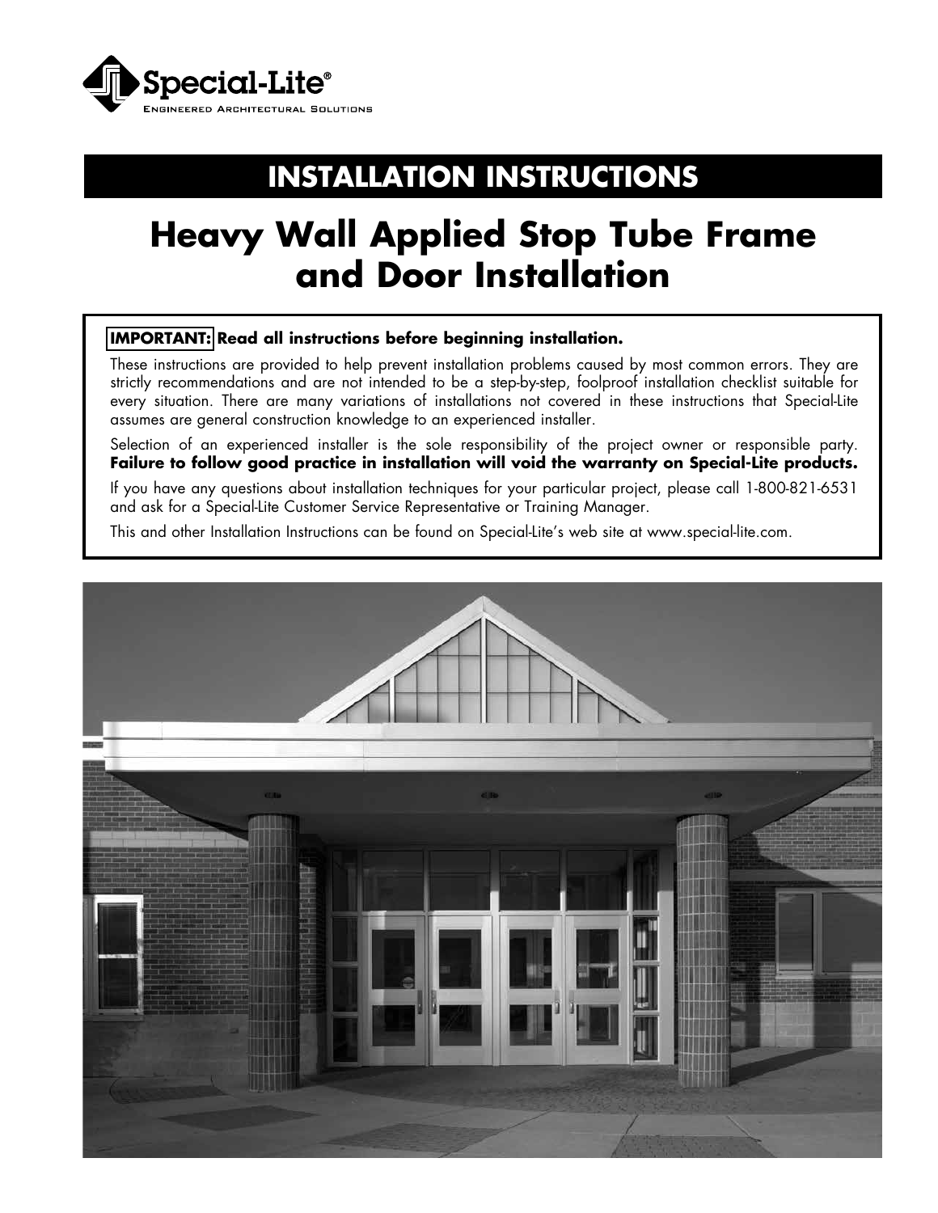Special-Lite®

ENGINEERED ARCHITECTURAL SOLUTIONS

# INSTALLATION INSTRUCTIONS

# Heavy Wall Applied Stop Tube Frame and Door Installation

**IMPORTANT: Read all instructions before beginning installation.**

These instructions are provided to help prevent installation problems caused by most common errors. They are strictly recommendations and are not intended to be a step-by-step, foolproof installation checklist suitable for every situation. There are many variations of installations not covered in these instructions that Special-Lite assumes are general construction knowledge to an experienced installer.

Selection of an experienced installer is the sole responsibility of the project owner or responsible party. **Failure to follow good practice in installation will void the warranty on Special-Lite products.**

If you have any questions about installation techniques for your particular project, please call 1-800-821-6531 and ask for a Special-Lite Customer Service Representative or Training Manager.

This and other Installation Instructions can be found on Special-Lite's web site at www.special-lite.com.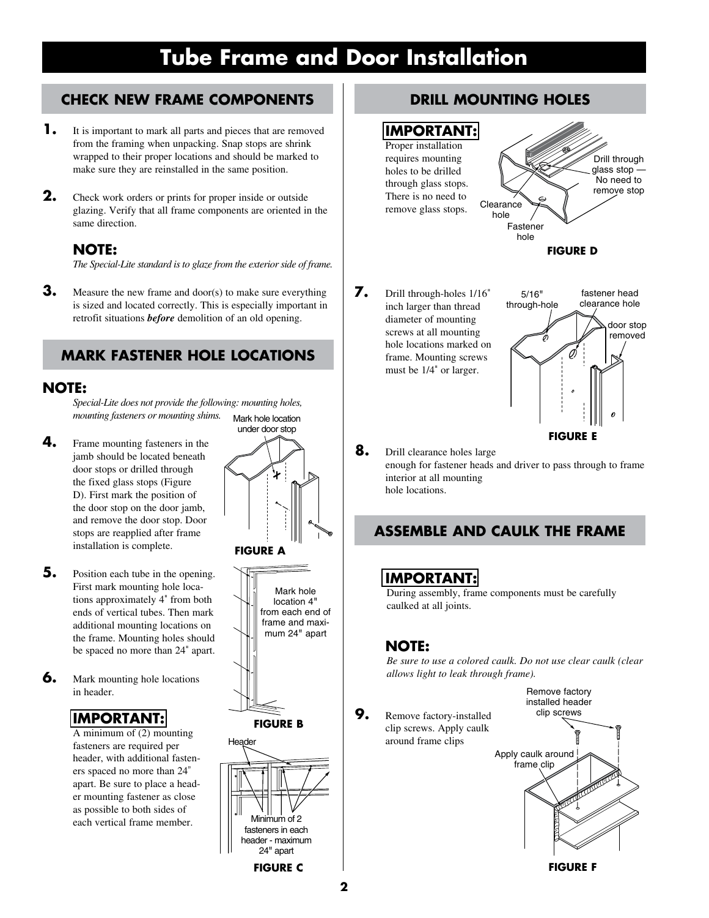# Tube Frame and Door Installation

## CHECK NEW FRAME COMPONENTS

**1.** It is important to mark all parts and pieces that are removed from the framing when unpacking. Snap stops are shrink wrapped to their proper locations and should be marked to make sure they are reinstalled in the same position.

**2.** Check work orders or prints for proper inside or outside glazing. Verify that all frame components are oriented in the same direction.

### NOTE:

*The Special-Lite standard is to glaze from the exterior side of frame.*

**3.** Measure the new frame and door(s) to make sure everything is sized and located correctly. This is especially important in retrofit situations ***before*** demolition of an old opening.

## MARK FASTENER HOLE LOCATIONS

### NOTE:

*Special-Lite does not provide the following: mounting holes, mounting fasteners or mounting shims.*

**4.** Frame mounting fasteners in the jamb should be located beneath door stops or drilled through the fixed glass stops (Figure D). First mark the position of the door stop on the door jamb, and remove the door stop. Door stops are reapplied after frame installation is complete.

Mark hole location under door stop

**FIGURE A**

**5.** Position each tube in the opening. First mark mounting hole locations approximately 4" from both ends of vertical tubes. Then mark additional mounting locations on the frame. Mounting holes should be spaced no more than 24" apart.

Mark hole location 4" from each end of frame and maximum 24" apart

**FIGURE B**

**6.** Mark mounting hole locations in header.

### IMPORTANT:

A minimum of (2) mounting fasteners are required per header, with additional fasteners spaced no more than 24" apart. Be sure to place a header mounting fastener as close as possible to both sides of each vertical frame member.

Header

Minimum of 2 fasteners in each header - maximum 24" apart

**FIGURE C**

## DRILL MOUNTING HOLES

### IMPORTANT:

Proper installation requires mounting holes to be drilled through glass stops. There is no need to remove glass stops.

Drill through glass stop — No need to remove stop

Clearance hole

Fastener hole

**FIGURE D**

**7.** Drill through-holes 1/16" inch larger than thread diameter of mounting screws at all mounting hole locations marked on frame. Mounting screws must be 1/4" or larger.

5/16" through-hole

fastener head clearance hole

door stop removed

**FIGURE E**

**8.** Drill clearance holes large enough for fastener heads and driver to pass through to frame interior at all mounting hole locations.

## ASSEMBLE AND CAULK THE FRAME

### IMPORTANT:

During assembly, frame components must be carefully caulked at all joints.

### NOTE:

*Be sure to use a colored caulk. Do not use clear caulk (clear allows light to leak through frame).*

**9.** Remove factory-installed clip screws. Apply caulk around frame clips

Remove factory installed header clip screws

Apply caulk around frame clip

**FIGURE F**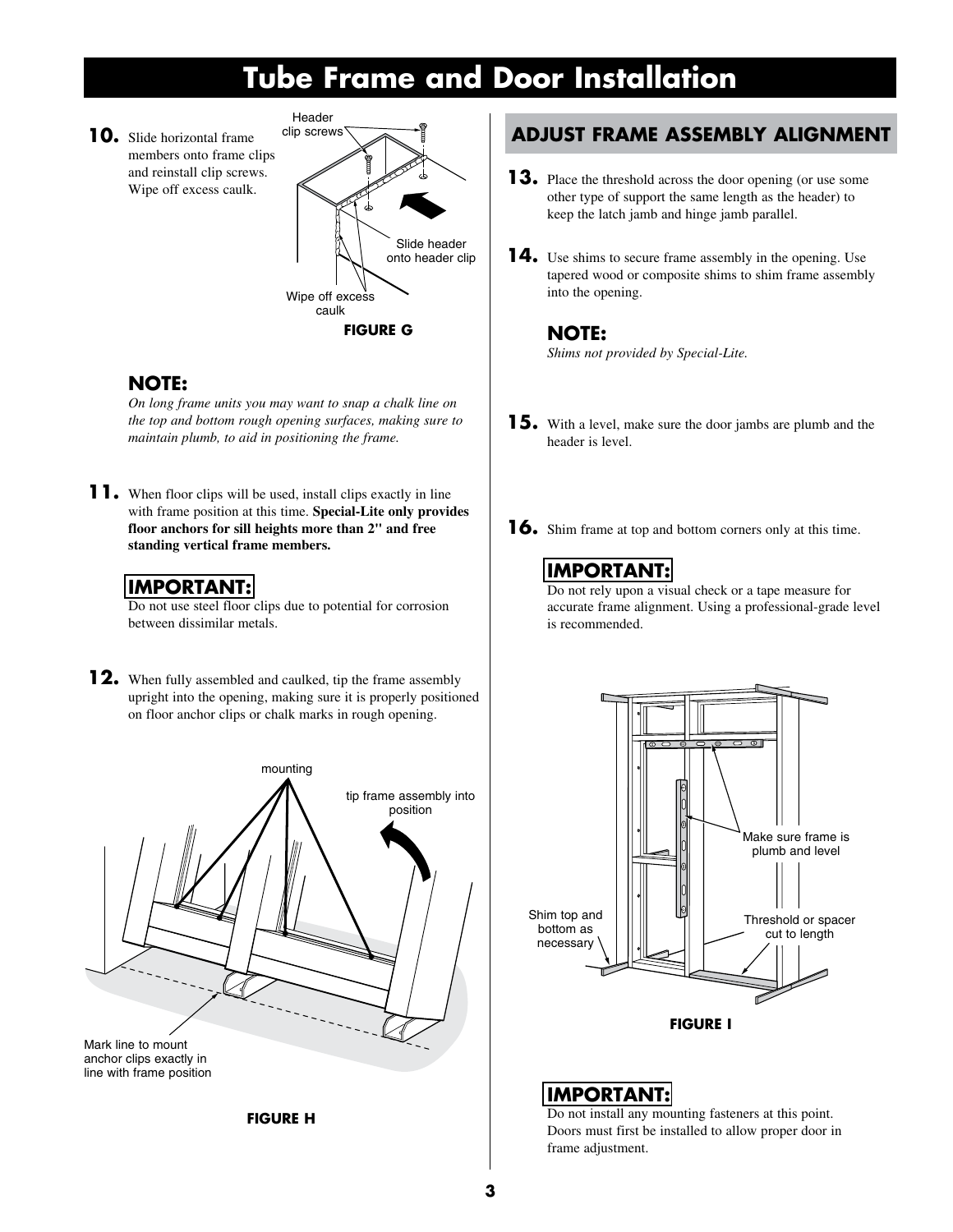# Tube Frame and Door Installation

**10.** Slide horizontal frame members onto frame clips and reinstall clip screws. Wipe off excess caulk.

Header clip screws

Slide header onto header clip

Wipe off excess caulk

**FIGURE G**

### NOTE:

*On long frame units you may want to snap a chalk line on the top and bottom rough opening surfaces, making sure to maintain plumb, to aid in positioning the frame.*

**11.** When floor clips will be used, install clips exactly in line with frame position at this time. **Special-Lite only provides floor anchors for sill heights more than 2" and free standing vertical frame members.**

### IMPORTANT:

Do not use steel floor clips due to potential for corrosion between dissimilar metals.

**12.** When fully assembled and caulked, tip the frame assembly upright into the opening, making sure it is properly positioned on floor anchor clips or chalk marks in rough opening.

mounting

tip frame assembly into position

Mark line to mount anchor clips exactly in line with frame position

**FIGURE H**

## ADJUST FRAME ASSEMBLY ALIGNMENT

**13.** Place the threshold across the door opening (or use some other type of support the same length as the header) to keep the latch jamb and hinge jamb parallel.

**14.** Use shims to secure frame assembly in the opening. Use tapered wood or composite shims to shim frame assembly into the opening.

### NOTE:

*Shims not provided by Special-Lite.*

**15.** With a level, make sure the door jambs are plumb and the header is level.

**16.** Shim frame at top and bottom corners only at this time.

### IMPORTANT:

Do not rely upon a visual check or a tape measure for accurate frame alignment. Using a professional-grade level is recommended.

Make sure frame is plumb and level

Shim top and bottom as necessary

Threshold or spacer cut to length

**FIGURE I**

### IMPORTANT:

Do not install any mounting fasteners at this point. Doors must first be installed to allow proper door in frame adjustment.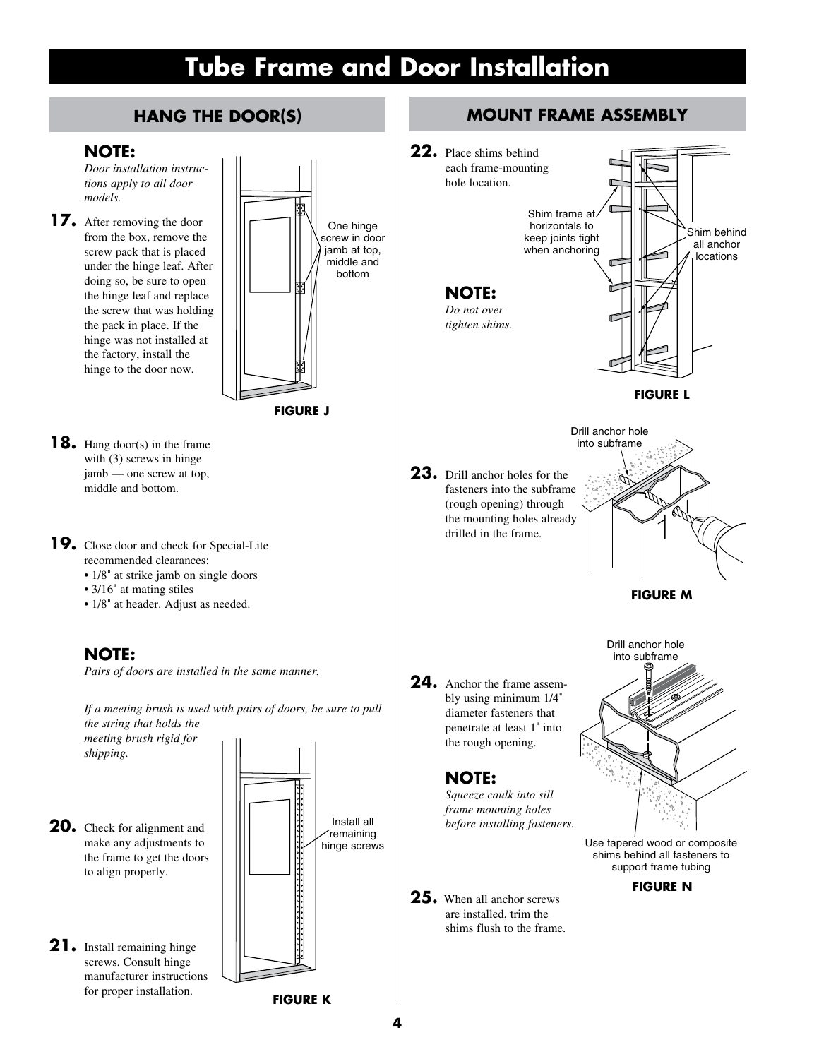# Tube Frame and Door Installation

## HANG THE DOOR(S)

**NOTE:**

*Door installation instructions apply to all door models.*

**17.** After removing the door from the box, remove the screw pack that is placed under the hinge leaf. After doing so, be sure to open the hinge leaf and replace the screw that was holding the pack in place. If the hinge was not installed at the factory, install the hinge to the door now.

One hinge screw in door jamb at top, middle and bottom

**FIGURE J**

**18.** Hang door(s) in the frame with (3) screws in hinge jamb — one screw at top, middle and bottom.

**19.** Close door and check for Special-Lite recommended clearances:

- 1/8" at strike jamb on single doors
- 3/16" at mating stiles
- 1/8" at header. Adjust as needed.

**NOTE:**

*Pairs of doors are installed in the same manner.*

*If a meeting brush is used with pairs of doors, be sure to pull the string that holds the meeting brush rigid for shipping.*

**20.** Check for alignment and make any adjustments to the frame to get the doors to align properly.

**21.** Install remaining hinge screws. Consult hinge manufacturer instructions for proper installation.

Install all remaining hinge screws

**FIGURE K**

## MOUNT FRAME ASSEMBLY

**22.** Place shims behind each frame-mounting hole location.

Shim frame at horizontals to keep joints tight when anchoring

Shim behind all anchor locations

**NOTE:**

*Do not over tighten shims.*

**FIGURE L**

**23.** Drill anchor holes for the fasteners into the subframe (rough opening) through the mounting holes already drilled in the frame.

Drill anchor hole into subframe

**FIGURE M**

**24.** Anchor the frame assembly using minimum 1/4" diameter fasteners that penetrate at least 1" into the rough opening.

**NOTE:**

*Squeeze caulk into sill frame mounting holes before installing fasteners.*

Drill anchor hole into subframe

Use tapered wood or composite shims behind all fasteners to support frame tubing

**FIGURE N**

**25.** When all anchor screws are installed, trim the shims flush to the frame.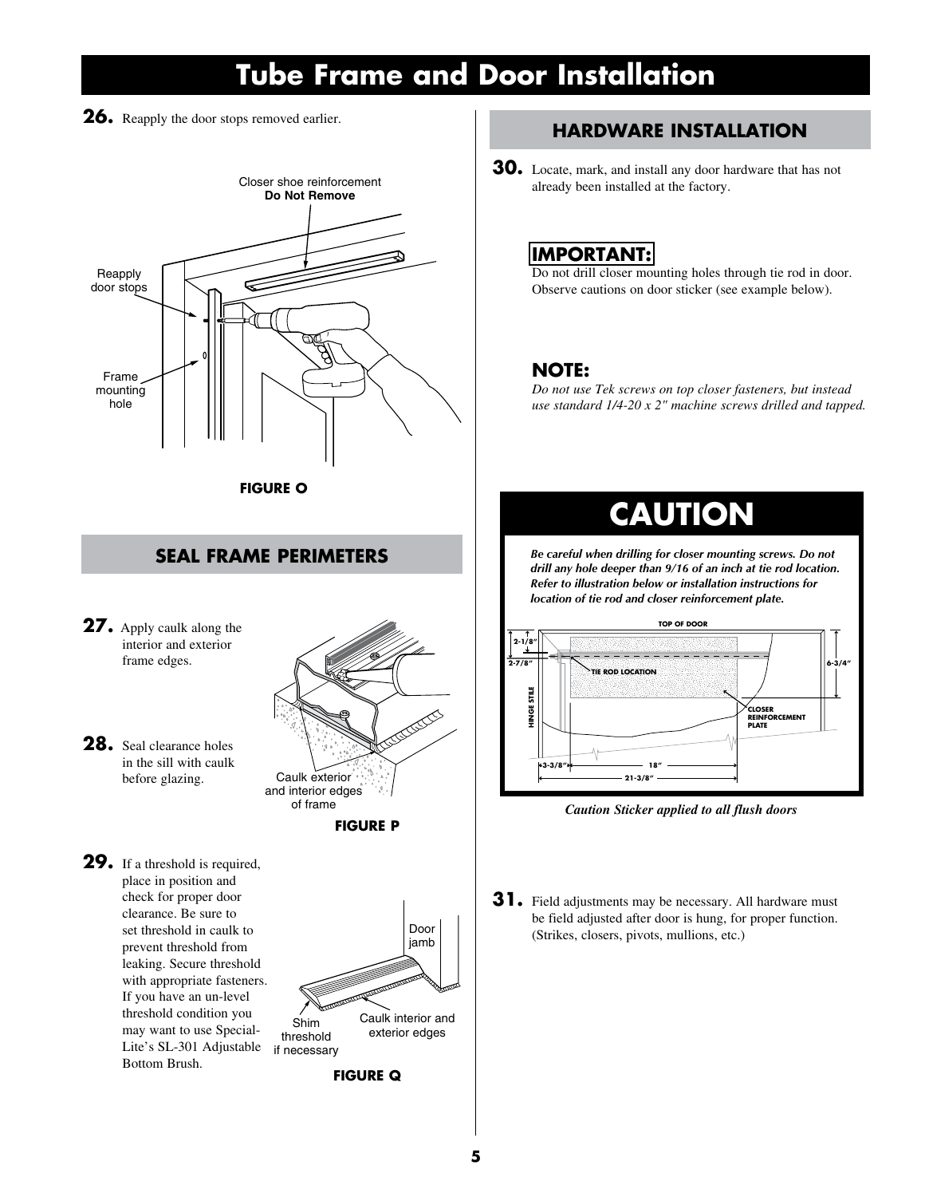# Tube Frame and Door Installation

**26.** Reapply the door stops removed earlier.

Closer shoe reinforcement
**Do Not Remove**

Reapply door stops

Frame mounting hole

**FIGURE O**

## SEAL FRAME PERIMETERS

**27.** Apply caulk along the interior and exterior frame edges.

**28.** Seal clearance holes in the sill with caulk before glazing.

Caulk exterior and interior edges of frame

**FIGURE P**

**29.** If a threshold is required, place in position and check for proper door clearance. Be sure to set threshold in caulk to prevent threshold from leaking. Secure threshold with appropriate fasteners. If you have an un-level threshold condition you may want to use Special-Lite's SL-301 Adjustable Bottom Brush.

Door jamb

Shim threshold if necessary

Caulk interior and exterior edges

**FIGURE Q**

## HARDWARE INSTALLATION

**30.** Locate, mark, and install any door hardware that has not already been installed at the factory.

**IMPORTANT:**
Do not drill closer mounting holes through tie rod in door. Observe cautions on door sticker (see example below).

**NOTE:**
*Do not use Tek screws on top closer fasteners, but instead use standard 1/4-20 x 2" machine screws drilled and tapped.*

# CAUTION

***Be careful when drilling for closer mounting screws. Do not drill any hole deeper than 9/16 of an inch at tie rod location. Refer to illustration below or installation instructions for location of tie rod and closer reinforcement plate.***

TOP OF DOOR

2-1/8"

2-7/8"

TIE ROD LOCATION

6-3/4"

HINGE STILE

CLOSER REINFORCEMENT PLATE

3-3/8"

18"

21-3/8"

*Caution Sticker applied to all flush doors*

**31.** Field adjustments may be necessary. All hardware must be field adjusted after door is hung, for proper function. (Strikes, closers, pivots, mullions, etc.)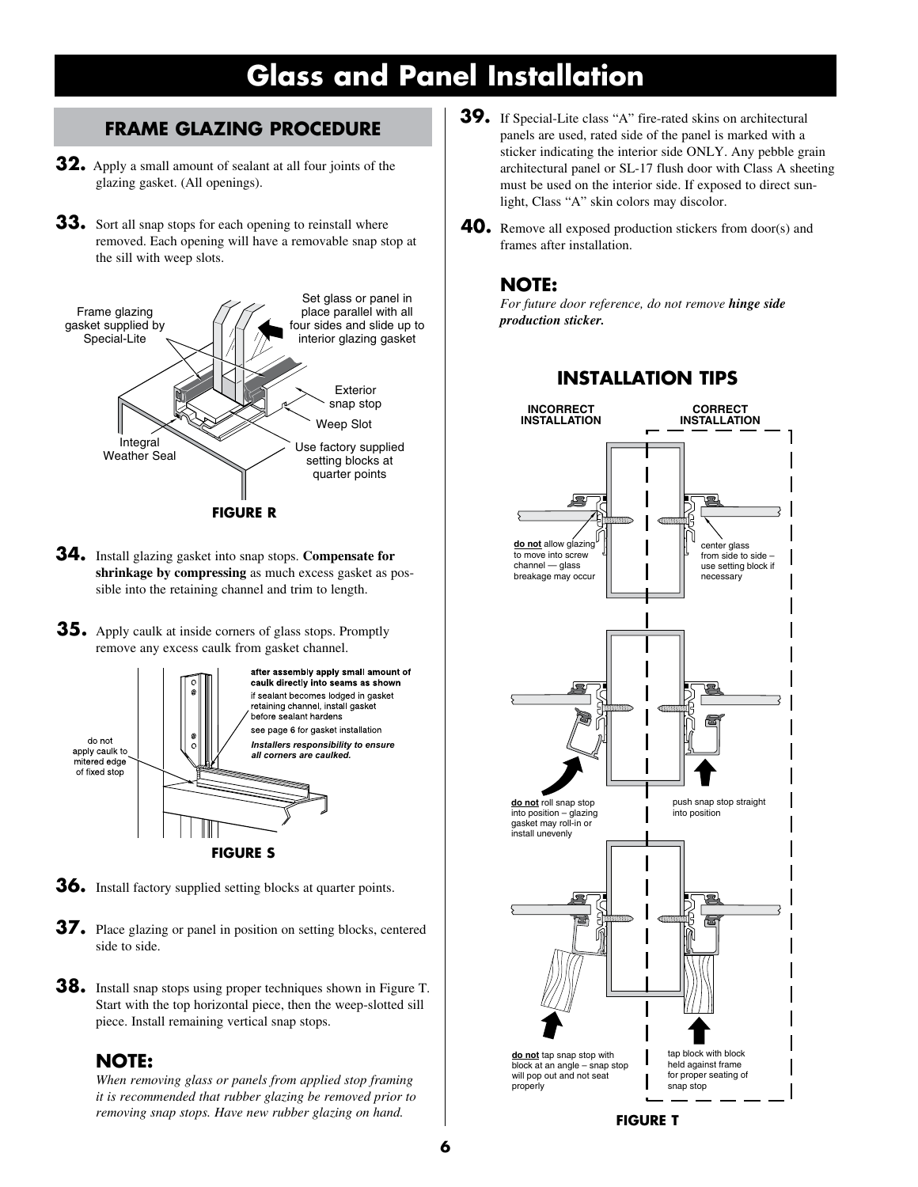# Glass and Panel Installation

## FRAME GLAZING PROCEDURE

**32.** Apply a small amount of sealant at all four joints of the glazing gasket. (All openings).

**33.** Sort all snap stops for each opening to reinstall where removed. Each opening will have a removable snap stop at the sill with weep slots.

Frame glazing gasket supplied by Special-Lite

Set glass or panel in place parallel with all four sides and slide up to interior glazing gasket

Exterior snap stop

Weep Slot

Integral Weather Seal

Use factory supplied setting blocks at quarter points

**FIGURE R**

**34.** Install glazing gasket into snap stops. **Compensate for shrinkage by compressing** as much excess gasket as possible into the retaining channel and trim to length.

**35.** Apply caulk at inside corners of glass stops. Promptly remove any excess caulk from gasket channel.

**after assembly apply small amount of caulk directly into seams as shown**

if sealant becomes lodged in gasket retaining channel, install gasket before sealant hardens

see page 6 for gasket installation

***Installers responsibility to ensure all corners are caulked.***

do not apply caulk to mitered edge of fixed stop

**FIGURE S**

**36.** Install factory supplied setting blocks at quarter points.

**37.** Place glazing or panel in position on setting blocks, centered side to side.

**38.** Install snap stops using proper techniques shown in Figure T. Start with the top horizontal piece, then the weep-slotted sill piece. Install remaining vertical snap stops.

### NOTE:

*When removing glass or panels from applied stop framing it is recommended that rubber glazing be removed prior to removing snap stops. Have new rubber glazing on hand.*

**39.** If Special-Lite class "A" fire-rated skins on architectural panels are used, rated side of the panel is marked with a sticker indicating the interior side ONLY. Any pebble grain architectural panel or SL-17 flush door with Class A sheeting must be used on the interior side. If exposed to direct sunlight, Class "A" skin colors may discolor.

**40.** Remove all exposed production stickers from door(s) and frames after installation.

### NOTE:

*For future door reference, do not remove **hinge side production sticker.***

## INSTALLATION TIPS

**INCORRECT INSTALLATION** | **CORRECT INSTALLATION**

<u>**do not**</u> allow glazing to move into screw channel — glass breakage may occur

center glass from side to side – use setting block if necessary

<u>**do not**</u> roll snap stop into position – glazing gasket may roll-in or install unevenly

push snap stop straight into position

<u>**do not**</u> tap snap stop with block at an angle – snap stop will pop out and not seat properly

tap block with block held against frame for proper seating of snap stop

**FIGURE T**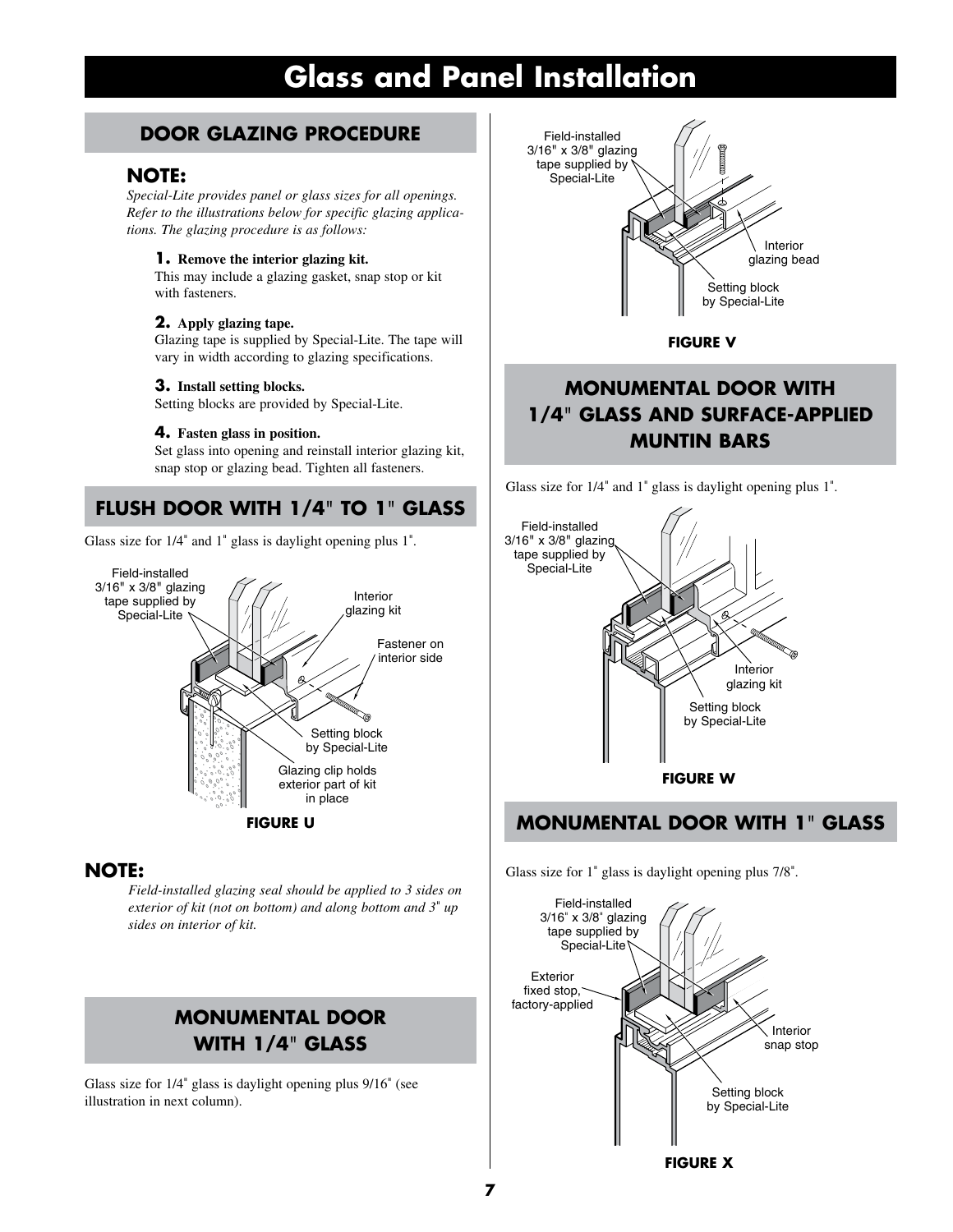# Glass and Panel Installation

## DOOR GLAZING PROCEDURE

### NOTE:

*Special-Lite provides panel or glass sizes for all openings. Refer to the illustrations below for specific glazing applications. The glazing procedure is as follows:*

**1. Remove the interior glazing kit.**
This may include a glazing gasket, snap stop or kit with fasteners.

**2. Apply glazing tape.**
Glazing tape is supplied by Special-Lite. The tape will vary in width according to glazing specifications.

**3. Install setting blocks.**
Setting blocks are provided by Special-Lite.

**4. Fasten glass in position.**
Set glass into opening and reinstall interior glazing kit, snap stop or glazing bead. Tighten all fasteners.

## FLUSH DOOR WITH 1/4" TO 1" GLASS

Glass size for 1/4" and 1" glass is daylight opening plus 1".

Field-installed 3/16" x 3/8" glazing tape supplied by Special-Lite

Interior glazing kit

Fastener on interior side

Setting block by Special-Lite

Glazing clip holds exterior part of kit in place

**FIGURE U**

### NOTE:

*Field-installed glazing seal should be applied to 3 sides on exterior of kit (not on bottom) and along bottom and 3" up sides on interior of kit.*

## MONUMENTAL DOOR WITH 1/4" GLASS

Glass size for 1/4" glass is daylight opening plus 9/16" (see illustration in next column).

Field-installed 3/16" x 3/8" glazing tape supplied by Special-Lite

Interior glazing bead

Setting block by Special-Lite

**FIGURE V**

## MONUMENTAL DOOR WITH 1/4" GLASS AND SURFACE-APPLIED MUNTIN BARS

Glass size for 1/4" and 1" glass is daylight opening plus 1".

Field-installed 3/16" x 3/8" glazing tape supplied by Special-Lite

Interior glazing kit

Setting block by Special-Lite

**FIGURE W**

## MONUMENTAL DOOR WITH 1" GLASS

Glass size for 1" glass is daylight opening plus 7/8".

Field-installed 3/16" x 3/8" glazing tape supplied by Special-Lite

Exterior fixed stop, factory-applied

Interior snap stop

Setting block by Special-Lite

**FIGURE X**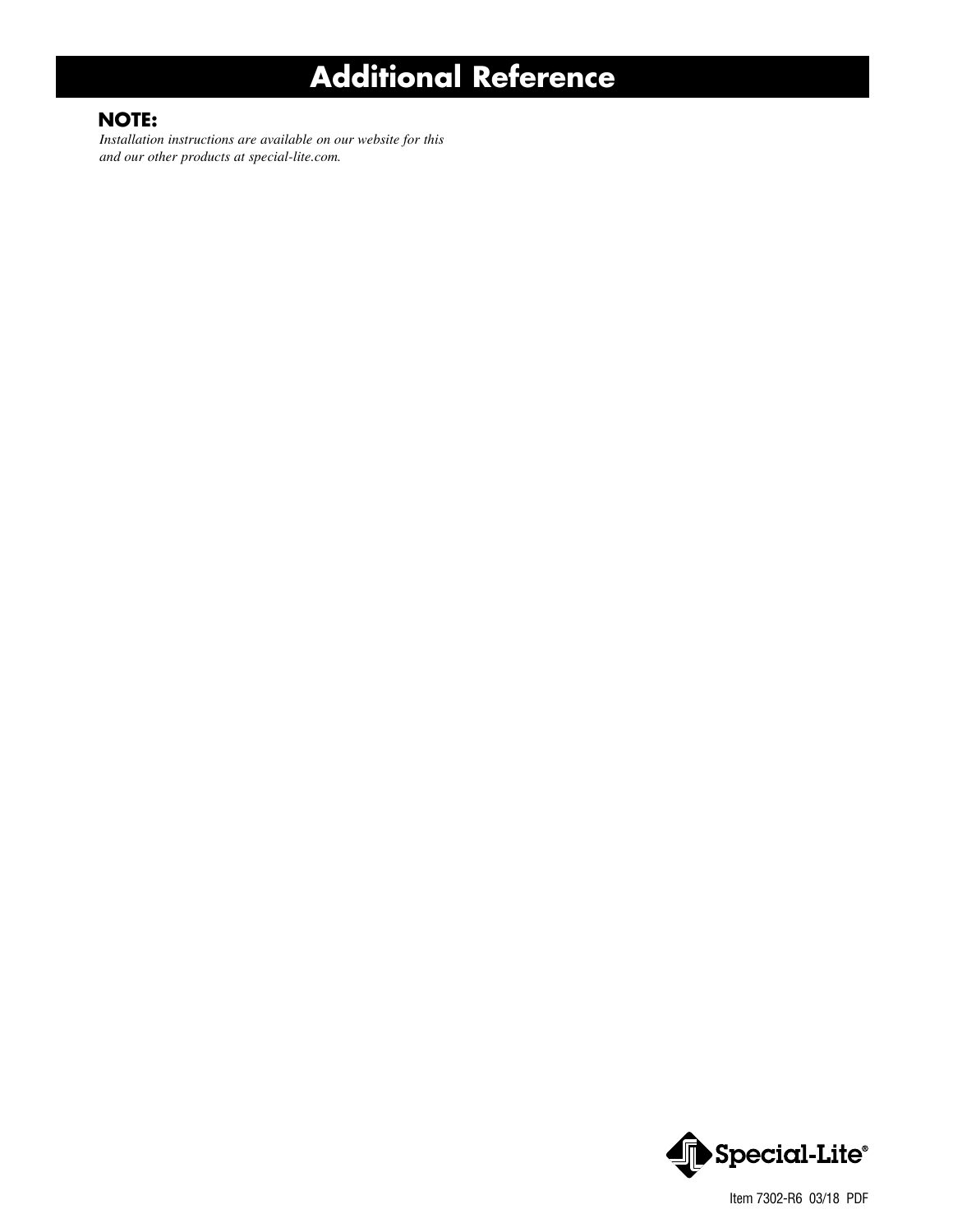# Additional Reference

**NOTE:**

*Installation instructions are available on our website for this and our other products at special-lite.com.*

Special-Lite®

Item 7302-R6 03/18 PDF